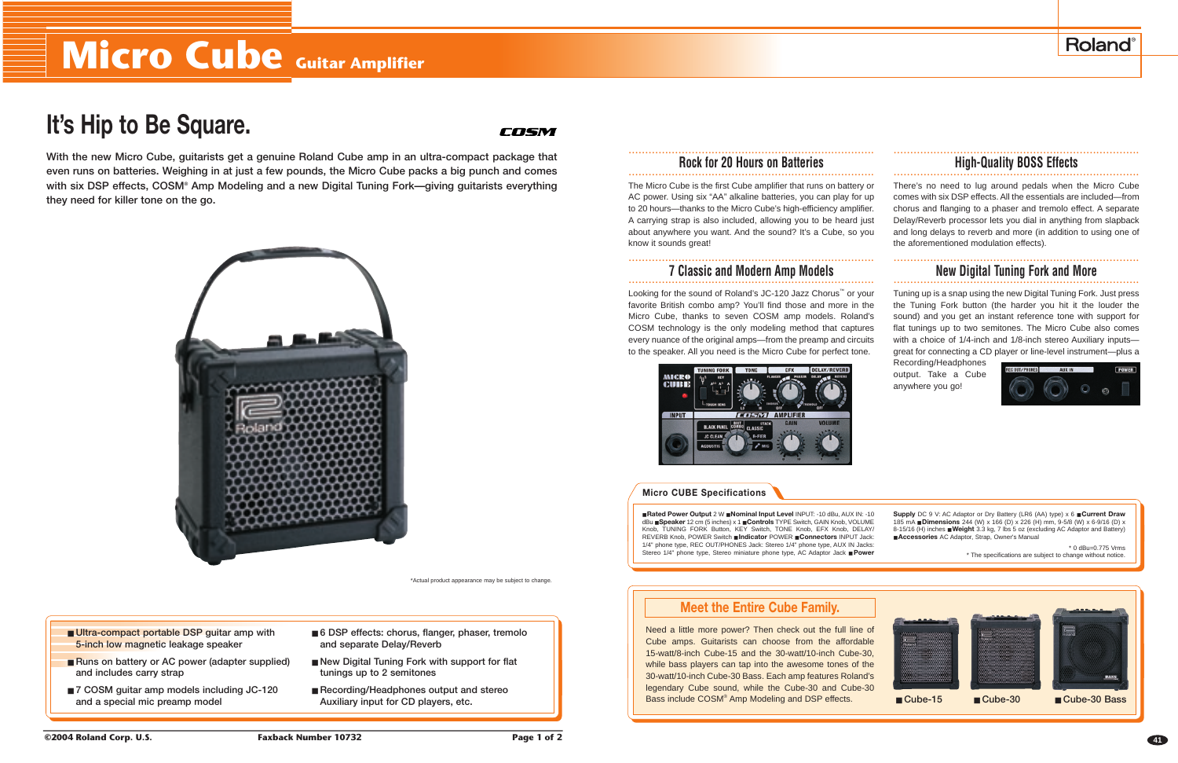# Micro Cube Guitar Amplifier

## It's Hip to Be Square.

With the new Micro Cube, guitarists get a genuine Roland Cube amp in an ultra-compact package that even runs on batteries. Weighing in at just a few pounds, the Micro Cube packs a big punch and comes with six DSP effects, COSM® Amp Modeling and a new Digital Tuning Fork—giving guitarists everything they need for killer tone on the go.

*Actual product appearance may be subject to change.

- Ultra-compact portable DSP guitar amp with 5-inch low magnetic leakage speaker
- Runs on battery or AC power (adapter supplied) and includes carry strap
- 7 COSM guitar amp models including JC-120 and a special mic preamp model
- 6 DSP effects: chorus, flanger, phaser, tremolo and separate Delay/Reverb
- New Digital Tuning Fork with support for flat tunings up to 2 semitones
- Recording/Headphones output and stereo Auxiliary input for CD players, etc.

### Rock for 20 Hours on Batteries

The Micro Cube is the first Cube amplifier that runs on battery or AC power. Using six "AA" alkaline batteries, you can play for up to 20 hours—thanks to the Micro Cube's high-efficiency amplifier. A carrying strap is also included, allowing you to be heard just about anywhere you want. And the sound? It's a Cube, so you know it sounds great!

### 7 Classic and Modern Amp Models

Looking for the sound of Roland's JC-120 Jazz Chorus™ or your favorite British combo amp? You'll find those and more in the Micro Cube, thanks to seven COSM amp models. Roland's COSM technology is the only modeling method that captures every nuance of the original amps—from the preamp and circuits to the speaker. All you need is the Micro Cube for perfect tone.

### High-Quality BOSS Effects

There's no need to lug around pedals when the Micro Cube comes with six DSP effects. All the essentials are included—from chorus and flanging to a phaser and tremolo effect. A separate Delay/Reverb processor lets you dial in anything from slapback and long delays to reverb and more (in addition to using one of the aforementioned modulation effects).

### New Digital Tuning Fork and More

Tuning up is a snap using the new Digital Tuning Fork. Just press the Tuning Fork button (the harder you hit it the louder the sound) and you get an instant reference tone with support for flat tunings up to two semitones. The Micro Cube also comes with a choice of 1/4-inch and 1/8-inch stereo Auxiliary inputs—great for connecting a CD player or line-level instrument—plus a Recording/Headphones output. Take a Cube anywhere you go!

### Micro CUBE Specifications

**Rated Power Output** 2 W **Nominal Input Level** INPUT: -10 dBu, AUX IN: -10 dBu **Speaker** 12 cm (5 inches) x 1 **Controls** TYPE Switch, GAIN Knob, VOLUME Knob, TUNING FORK Button, KEY Switch, TONE Knob, EFX Knob, DELAY/REVERB Knob, POWER Switch **Indicator** POWER **Connectors** INPUT Jack: 1/4" phone type, REC OUT/PHONES Jack: Stereo 1/4" phone type, AUX IN Jacks: Stereo 1/4" phone type, Stereo miniature phone type, AC Adaptor Jack **Power Supply** DC 9 V: AC Adaptor or Dry Battery (LR6 (AA) type) x 6 **Current Draw** 185 mA **Dimensions** 244 (W) x 166 (D) x 226 (H) mm, 9-5/8 (W) x 6-9/16 (D) x 8-15/16 (H) inches **Weight** 3.3 kg, 7 lbs 5 oz (excluding AC Adaptor and Battery) **Accessories** AC Adaptor, Strap, Owner's Manual

\* 0 dBu=0.775 Vrms

\* The specifications are subject to change without notice.

### Meet the Entire Cube Family.

Need a little more power? Then check out the full line of Cube amps. Guitarists can choose from the affordable 15-watt/8-inch Cube-15 and the 30-watt/10-inch Cube-30, while bass players can tap into the awesome tones of the 30-watt/10-inch Cube-30 Bass. Each amp features Roland's legendary Cube sound, while the Cube-30 and Cube-30 Bass include COSM® Amp Modeling and DSP effects.

- Cube-15
- Cube-30
- Cube-30 Bass

©2004 Roland Corp. U.S. Faxback Number 10732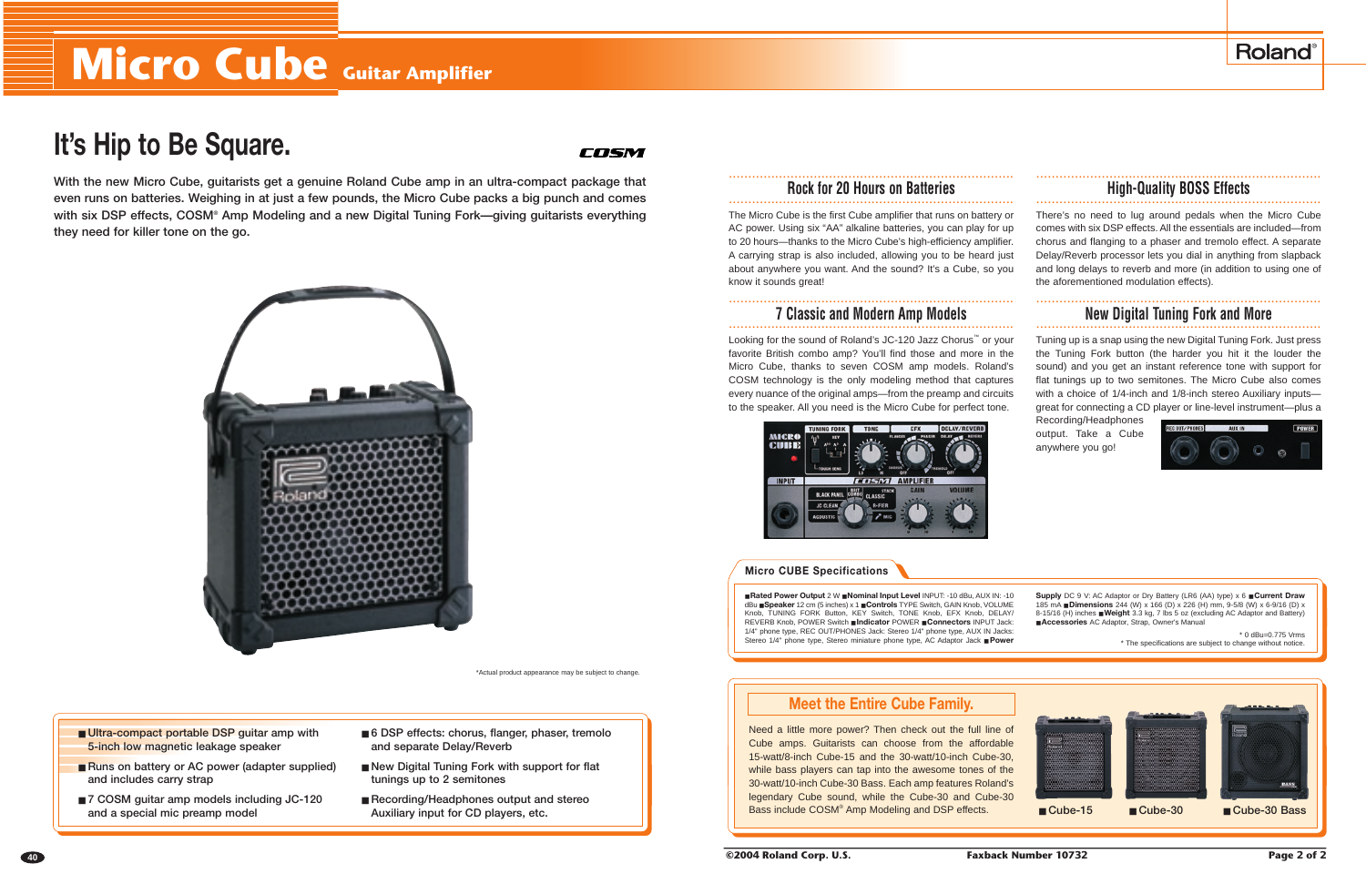# Micro Cube Guitar Amplifier

## It's Hip to Be Square.

With the new Micro Cube, guitarists get a genuine Roland Cube amp in an ultra-compact package that even runs on batteries. Weighing in at just a few pounds, the Micro Cube packs a big punch and comes with six DSP effects, COSM® Amp Modeling and a new Digital Tuning Fork—giving guitarists everything they need for killer tone on the go.

*Actual product appearance may be subject to change.

- Ultra-compact portable DSP guitar amp with 5-inch low magnetic leakage speaker
- Runs on battery or AC power (adapter supplied) and includes carry strap
- 7 COSM guitar amp models including JC-120 and a special mic preamp model
- 6 DSP effects: chorus, flanger, phaser, tremolo and separate Delay/Reverb
- New Digital Tuning Fork with support for flat tunings up to 2 semitones
- Recording/Headphones output and stereo Auxiliary input for CD players, etc.

### Rock for 20 Hours on Batteries

The Micro Cube is the first Cube amplifier that runs on battery or AC power. Using six "AA" alkaline batteries, you can play for up to 20 hours—thanks to the Micro Cube's high-efficiency amplifier. A carrying strap is also included, allowing you to be heard just about anywhere you want. And the sound? It's a Cube, so you know it sounds great!

### 7 Classic and Modern Amp Models

Looking for the sound of Roland's JC-120 Jazz Chorus™ or your favorite British combo amp? You'll find those and more in the Micro Cube, thanks to seven COSM amp models. Roland's COSM technology is the only modeling method that captures every nuance of the original amps—from the preamp and circuits to the speaker. All you need is the Micro Cube for perfect tone.

### High-Quality BOSS Effects

There's no need to lug around pedals when the Micro Cube comes with six DSP effects. All the essentials are included—from chorus and flanging to a phaser and tremolo effect. A separate Delay/Reverb processor lets you dial in anything from slapback and long delays to reverb and more (in addition to using one of the aforementioned modulation effects).

### New Digital Tuning Fork and More

Tuning up is a snap using the new Digital Tuning Fork. Just press the Tuning Fork button (the harder you hit it the louder the sound) and you get an instant reference tone with support for flat tunings up to two semitones. The Micro Cube also comes with a choice of 1/4-inch and 1/8-inch stereo Auxiliary inputs—great for connecting a CD player or line-level instrument—plus a Recording/Headphones output. Take a Cube anywhere you go!

### Micro CUBE Specifications

**Rated Power Output** 2 W **Nominal Input Level** INPUT: -10 dBu, AUX IN: -10 dBu **Speaker** 12 cm (5 inches) x 1 **Controls** TYPE Switch, GAIN Knob, VOLUME Knob, TUNING FORK Button, KEY Switch, TONE Knob, EFX Knob, DELAY/REVERB Knob, POWER Switch **Indicator** POWER **Connectors** INPUT Jack: 1/4" phone type, REC OUT/PHONES Jack: Stereo 1/4" phone type, AUX IN Jacks: Stereo 1/4" phone type, Stereo miniature phone type, AC Adaptor Jack **Power Supply** DC 9 V: AC Adaptor or Dry Battery (LR6 (AA) type) x 6 **Current Draw** 185 mA **Dimensions** 244 (W) x 166 (D) x 226 (H) mm, 9-5/8 (W) x 6-9/16 (D) x 8-15/16 (H) inches **Weight** 3.3 kg, 7 lbs 5 oz (excluding AC Adaptor and Battery) **Accessories** AC Adaptor, Strap, Owner's Manual

* 0 dBu=0.775 Vrms

* The specifications are subject to change without notice.

### Meet the Entire Cube Family.

Need a little more power? Then check out the full line of Cube amps. Guitarists can choose from the affordable 15-watt/8-inch Cube-15 and the 30-watt/10-inch Cube-30, while bass players can tap into the awesome tones of the 30-watt/10-inch Cube-30 Bass. Each amp features Roland's legendary Cube sound, while the Cube-30 and Cube-30 Bass include COSM® Amp Modeling and DSP effects.

- Cube-15
- Cube-30
- Cube-30 Bass

©2004 Roland Corp. U.S. Faxback Number 10732